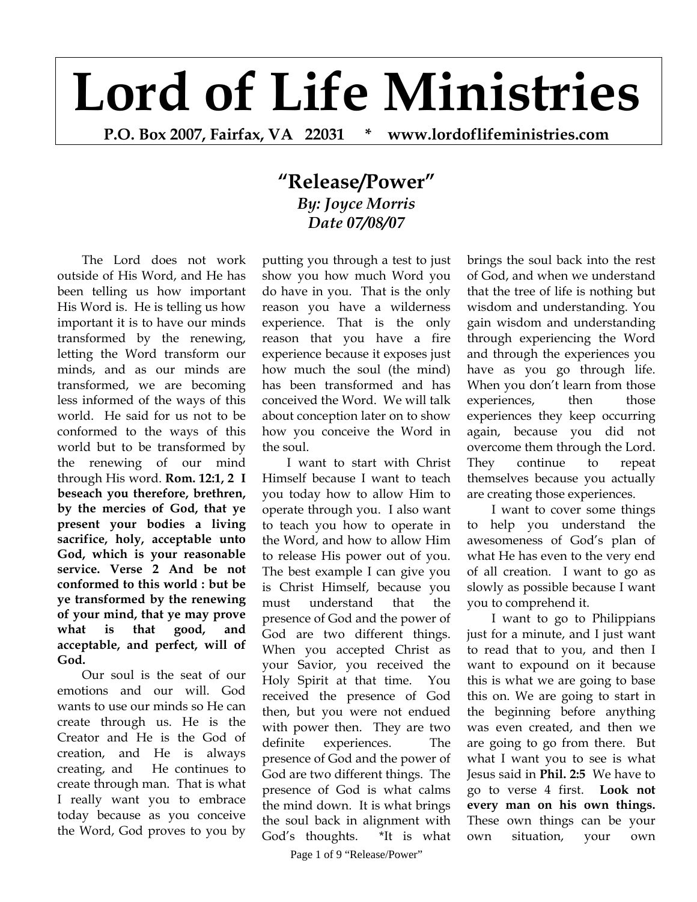# Lord of Life Ministries

**P.O. Box 2007, Fairfax, VA 22031 * www.lordoflifeministries.com**

## "Release/Power"

*By: Joyce Morris*
*Date 07/08/07*

The Lord does not work outside of His Word, and He has been telling us how important His Word is. He is telling us how important it is to have our minds transformed by the renewing, letting the Word transform our minds, and as our minds are transformed, we are becoming less informed of the ways of this world. He said for us not to be conformed to the ways of this world but to be transformed by the renewing of our mind through His word. **Rom. 12:1, 2 I beseach you therefore, brethren, by the mercies of God, that ye present your bodies a living sacrifice, holy, acceptable unto God, which is your reasonable service. Verse 2 And be not conformed to this world : but be ye transformed by the renewing of your mind, that ye may prove what is that good, and acceptable, and perfect, will of God.**

Our soul is the seat of our emotions and our will. God wants to use our minds so He can create through us. He is the Creator and He is the God of creation, and He is always creating, and He continues to create through man. That is what I really want you to embrace today because as you conceive the Word, God proves to you by putting you through a test to just show you how much Word you do have in you. That is the only reason you have a wilderness experience. That is the only reason that you have a fire experience because it exposes just how much the soul (the mind) has been transformed and has conceived the Word. We will talk about conception later on to show how you conceive the Word in the soul.

I want to start with Christ Himself because I want to teach you today how to allow Him to operate through you. I also want to teach you how to operate in the Word, and how to allow Him to release His power out of you. The best example I can give you is Christ Himself, because you must understand that the presence of God and the power of God are two different things. When you accepted Christ as your Savior, you received the Holy Spirit at that time. You received the presence of God then, but you were not endued with power then. They are two definite experiences. The presence of God and the power of God are two different things. The presence of God is what calms the mind down. It is what brings the soul back in alignment with God's thoughts. *It is what brings the soul back into the rest of God, and when we understand that the tree of life is nothing but wisdom and understanding. You gain wisdom and understanding through experiencing the Word and through the experiences you have as you go through life. When you don't learn from those experiences, then those experiences they keep occurring again, because you did not overcome them through the Lord. They continue to repeat themselves because you actually are creating those experiences.

I want to cover some things to help you understand the awesomeness of God's plan of what He has even to the very end of all creation. I want to go as slowly as possible because I want you to comprehend it.

I want to go to Philippians just for a minute, and I just want to read that to you, and then I want to expound on it because this is what we are going to base this on. We are going to start in the beginning before anything was even created, and then we are going to go from there. But what I want you to see is what Jesus said in **Phil. 2:5** We have to go to verse 4 first. **Look not every man on his own things.** These own things can be your own situation, your own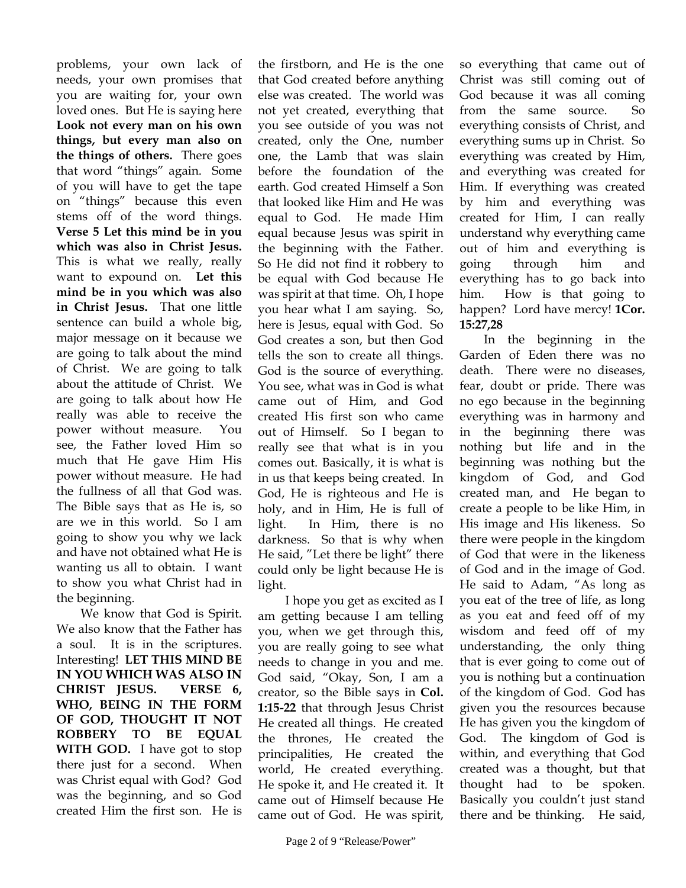problems, your own lack of needs, your own promises that you are waiting for, your own loved ones. But He is saying here **Look not every man on his own things, but every man also on the things of others.** There goes that word "things" again. Some of you will have to get the tape on "things" because this even stems off of the word things. **Verse 5 Let this mind be in you which was also in Christ Jesus.** This is what we really, really want to expound on. **Let this mind be in you which was also in Christ Jesus.** That one little sentence can build a whole big, major message on it because we are going to talk about the mind of Christ. We are going to talk about the attitude of Christ. We are going to talk about how He really was able to receive the power without measure. You see, the Father loved Him so much that He gave Him His power without measure. He had the fullness of all that God was. The Bible says that as He is, so are we in this world. So I am going to show you why we lack and have not obtained what He is wanting us all to obtain. I want to show you what Christ had in the beginning.

We know that God is Spirit. We also know that the Father has a soul. It is in the scriptures. Interesting! **LET THIS MIND BE IN YOU WHICH WAS ALSO IN CHRIST JESUS. VERSE 6, WHO, BEING IN THE FORM OF GOD, THOUGHT IT NOT ROBBERY TO BE EQUAL WITH GOD.** I have got to stop there just for a second. When was Christ equal with God? God was the beginning, and so God created Him the first son. He is the firstborn, and He is the one that God created before anything else was created. The world was not yet created, everything that you see outside of you was not created, only the One, number one, the Lamb that was slain before the foundation of the earth. God created Himself a Son that looked like Him and He was equal to God. He made Him equal because Jesus was spirit in the beginning with the Father. So He did not find it robbery to be equal with God because He was spirit at that time. Oh, I hope you hear what I am saying. So, here is Jesus, equal with God. So God creates a son, but then God tells the son to create all things. God is the source of everything. You see, what was in God is what came out of Him, and God created His first son who came out of Himself. So I began to really see that what is in you comes out. Basically, it is what is in us that keeps being created. In God, He is righteous and He is holy, and in Him, He is full of light. In Him, there is no darkness. So that is why when He said, "Let there be light" there could only be light because He is light.

I hope you get as excited as I am getting because I am telling you, when we get through this, you are really going to see what needs to change in you and me. God said, "Okay, Son, I am a creator, so the Bible says in **Col. 1:15-22** that through Jesus Christ He created all things. He created the thrones, He created the principalities, He created the world, He created everything. He spoke it, and He created it. It came out of Himself because He came out of God. He was spirit, so everything that came out of Christ was still coming out of God because it was all coming from the same source. So everything consists of Christ, and everything sums up in Christ. So everything was created by Him, and everything was created for Him. If everything was created by him and everything was created for Him, I can really understand why everything came out of him and everything is going through him and everything has to go back into him. How is that going to happen? Lord have mercy! **1Cor. 15:27,28**

In the beginning in the Garden of Eden there was no death. There were no diseases, fear, doubt or pride. There was no ego because in the beginning everything was in harmony and in the beginning there was nothing but life and in the beginning was nothing but the kingdom of God, and God created man, and He began to create a people to be like Him, in His image and His likeness. So there were people in the kingdom of God that were in the likeness of God and in the image of God. He said to Adam, "As long as you eat of the tree of life, as long as you eat and feed off of my wisdom and feed off of my understanding, the only thing that is ever going to come out of you is nothing but a continuation of the kingdom of God. God has given you the resources because He has given you the kingdom of God. The kingdom of God is within, and everything that God created was a thought, but that thought had to be spoken. Basically you couldn't just stand there and be thinking. He said,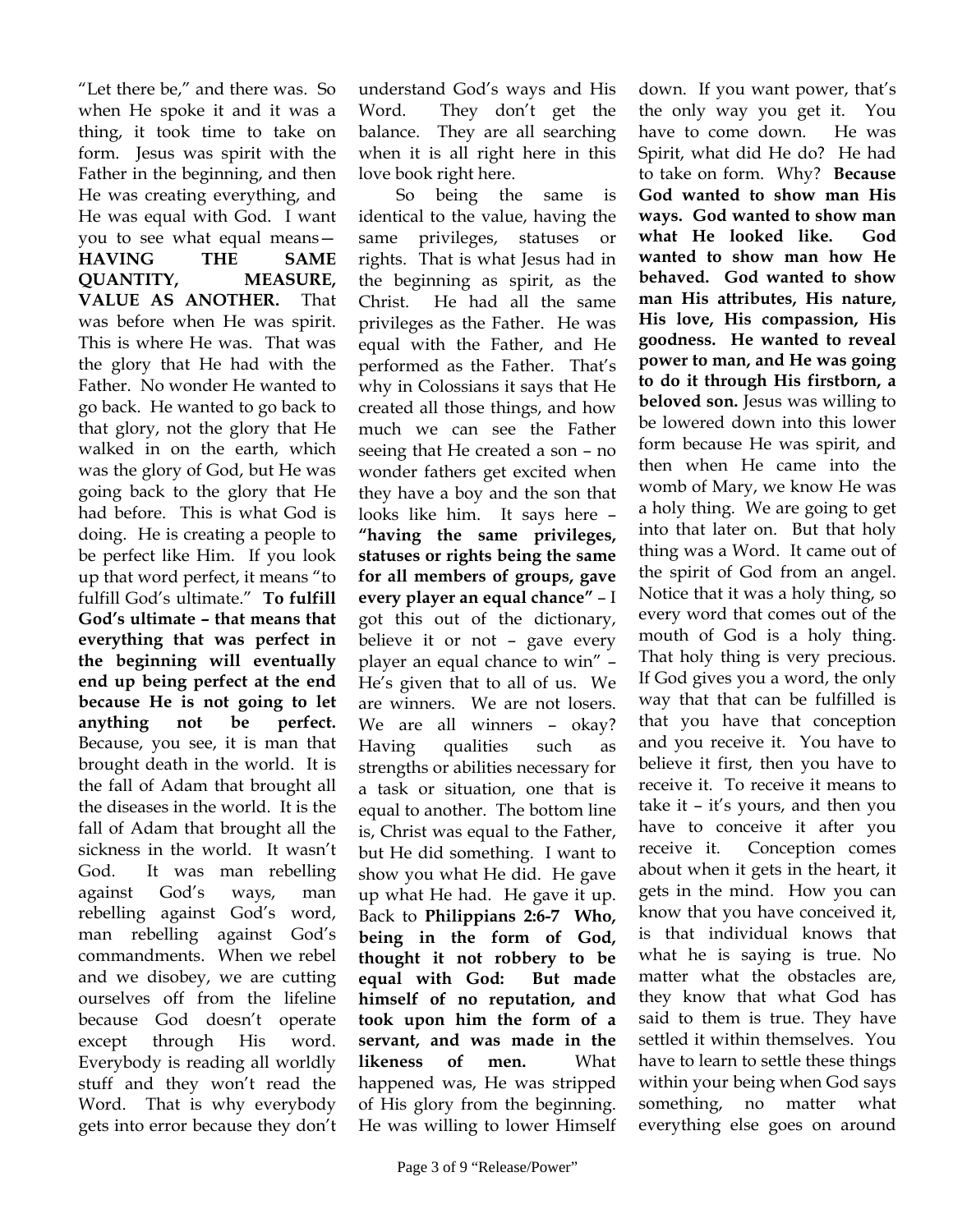"Let there be," and there was. So when He spoke it and it was a thing, it took time to take on form. Jesus was spirit with the Father in the beginning, and then He was creating everything, and He was equal with God. I want you to see what equal means—**HAVING THE SAME QUANTITY, MEASURE, VALUE AS ANOTHER.** That was before when He was spirit. This is where He was. That was the glory that He had with the Father. No wonder He wanted to go back. He wanted to go back to that glory, not the glory that He walked in on the earth, which was the glory of God, but He was going back to the glory that He had before. This is what God is doing. He is creating a people to be perfect like Him. If you look up that word perfect, it means "to fulfill God's ultimate." **To fulfill God's ultimate – that means that everything that was perfect in the beginning will eventually end up being perfect at the end because He is not going to let anything not be perfect.** Because, you see, it is man that brought death in the world. It is the fall of Adam that brought all the diseases in the world. It is the fall of Adam that brought all the sickness in the world. It wasn't God. It was man rebelling against God's ways, man rebelling against God's word, man rebelling against God's commandments. When we rebel and we disobey, we are cutting ourselves off from the lifeline because God doesn't operate except through His word. Everybody is reading all worldly stuff and they won't read the Word. That is why everybody gets into error because they don't understand God's ways and His Word. They don't get the balance. They are all searching when it is all right here in this love book right here.

So being the same is identical to the value, having the same privileges, statuses or rights. That is what Jesus had in the beginning as spirit, as the Christ. He had all the same privileges as the Father. He was equal with the Father, and He performed as the Father. That's why in Colossians it says that He created all those things, and how much we can see the Father seeing that He created a son – no wonder fathers get excited when they have a boy and the son that looks like him. It says here – **"having the same privileges, statuses or rights being the same for all members of groups, gave every player an equal chance"** – I got this out of the dictionary, believe it or not – gave every player an equal chance to win" – He's given that to all of us. We are winners. We are not losers. We are all winners – okay? Having qualities such as strengths or abilities necessary for a task or situation, one that is equal to another. The bottom line is, Christ was equal to the Father, but He did something. I want to show you what He did. He gave up what He had. He gave it up. Back to **Philippians 2:6-7 Who, being in the form of God, thought it not robbery to be equal with God: But made himself of no reputation, and took upon him the form of a servant, and was made in the likeness of men.** What happened was, He was stripped of His glory from the beginning. He was willing to lower Himself down. If you want power, that's the only way you get it. You have to come down. He was Spirit, what did He do? He had to take on form. Why? **Because God wanted to show man His ways. God wanted to show man what He looked like. God wanted to show man how He behaved. God wanted to show man His attributes, His nature, His love, His compassion, His goodness. He wanted to reveal power to man, and He was going to do it through His firstborn, a beloved son.** Jesus was willing to be lowered down into this lower form because He was spirit, and then when He came into the womb of Mary, we know He was a holy thing. We are going to get into that later on. But that holy thing was a Word. It came out of the spirit of God from an angel. Notice that it was a holy thing, so every word that comes out of the mouth of God is a holy thing. That holy thing is very precious. If God gives you a word, the only way that that can be fulfilled is that you have that conception and you receive it. You have to believe it first, then you have to receive it. To receive it means to take it – it's yours, and then you have to conceive it after you receive it. Conception comes about when it gets in the heart, it gets in the mind. How you can know that you have conceived it, is that individual knows that what he is saying is true. No matter what the obstacles are, they know that what God has said to them is true. They have settled it within themselves. You have to learn to settle these things within your being when God says something, no matter what everything else goes on around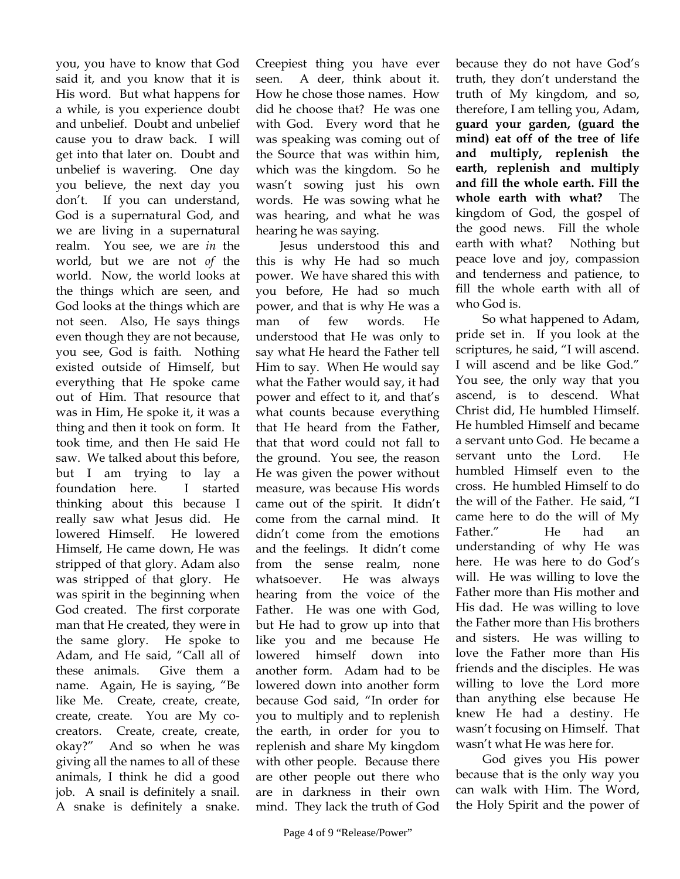you, you have to know that God said it, and you know that it is His word. But what happens for a while, is you experience doubt and unbelief. Doubt and unbelief cause you to draw back. I will get into that later on. Doubt and unbelief is wavering. One day you believe, the next day you don't. If you can understand, God is a supernatural God, and we are living in a supernatural realm. You see, we are *in* the world, but we are not *of* the world. Now, the world looks at the things which are seen, and God looks at the things which are not seen. Also, He says things even though they are not because, you see, God is faith. Nothing existed outside of Himself, but everything that He spoke came out of Him. That resource that was in Him, He spoke it, it was a thing and then it took on form. It took time, and then He said He saw. We talked about this before, but I am trying to lay a foundation here. I started thinking about this because I really saw what Jesus did. He lowered Himself. He lowered Himself, He came down, He was stripped of that glory. Adam also was stripped of that glory. He was spirit in the beginning when God created. The first corporate man that He created, they were in the same glory. He spoke to Adam, and He said, "Call all of these animals. Give them a name. Again, He is saying, "Be like Me. Create, create, create, create, create. You are My co-creators. Create, create, create, okay?" And so when he was giving all the names to all of these animals, I think he did a good job. A snail is definitely a snail. A snake is definitely a snake. Creepiest thing you have ever seen. A deer, think about it. How he chose those names. How did he choose that? He was one with God. Every word that he was speaking was coming out of the Source that was within him, which was the kingdom. So he wasn't sowing just his own words. He was sowing what he was hearing, and what he was hearing he was saying.

Jesus understood this and this is why He had so much power. We have shared this with you before, He had so much power, and that is why He was a man of few words. He understood that He was only to say what He heard the Father tell Him to say. When He would say what the Father would say, it had power and effect to it, and that's what counts because everything that He heard from the Father, that that word could not fall to the ground. You see, the reason He was given the power without measure, was because His words came out of the spirit. It didn't come from the carnal mind. It didn't come from the emotions and the feelings. It didn't come from the sense realm, none whatsoever. He was always hearing from the voice of the Father. He was one with God, but He had to grow up into that like you and me because He lowered himself down into another form. Adam had to be lowered down into another form because God said, "In order for you to multiply and to replenish the earth, in order for you to replenish and share My kingdom with other people. Because there are other people out there who are in darkness in their own mind. They lack the truth of God because they do not have God's truth, they don't understand the truth of My kingdom, and so, therefore, I am telling you, Adam, **guard your garden, (guard the mind) eat off of the tree of life and multiply, replenish the earth, replenish and multiply and fill the whole earth. Fill the whole earth with what?** The kingdom of God, the gospel of the good news. Fill the whole earth with what? Nothing but peace love and joy, compassion and tenderness and patience, to fill the whole earth with all of who God is.

So what happened to Adam, pride set in. If you look at the scriptures, he said, "I will ascend. I will ascend and be like God." You see, the only way that you ascend, is to descend. What Christ did, He humbled Himself. He humbled Himself and became a servant unto God. He became a servant unto the Lord. He humbled Himself even to the cross. He humbled Himself to do the will of the Father. He said, "I came here to do the will of My Father." He had an understanding of why He was here. He was here to do God's will. He was willing to love the Father more than His mother and His dad. He was willing to love the Father more than His brothers and sisters. He was willing to love the Father more than His friends and the disciples. He was willing to love the Lord more than anything else because He knew He had a destiny. He wasn't focusing on Himself. That wasn't what He was here for.

God gives you His power because that is the only way you can walk with Him. The Word, the Holy Spirit and the power of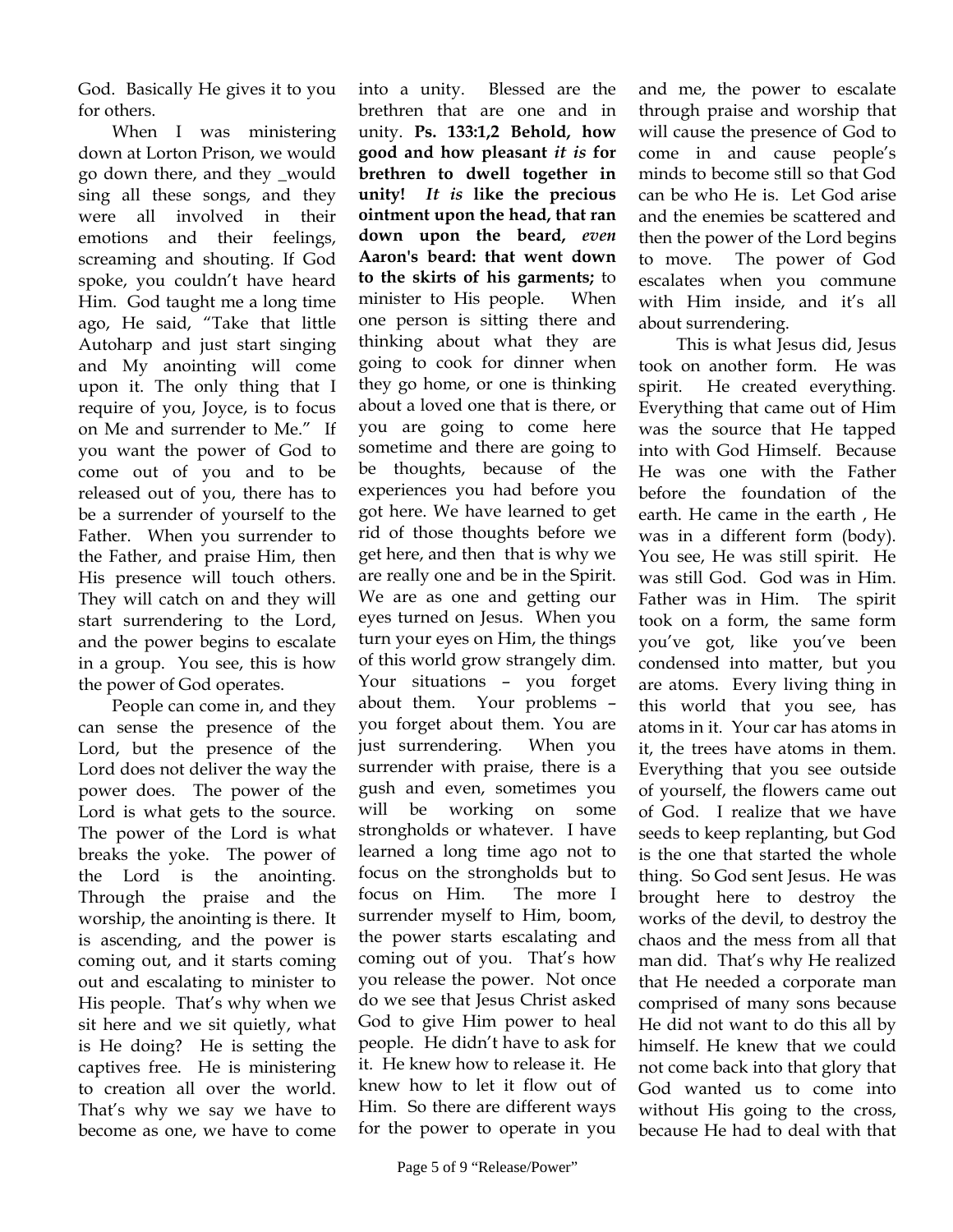God. Basically He gives it to you for others.

When I was ministering down at Lorton Prison, we would go down there, and they _would sing all these songs, and they were all involved in their emotions and their feelings, screaming and shouting. If God spoke, you couldn't have heard Him. God taught me a long time ago, He said, "Take that little Autoharp and just start singing and My anointing will come upon it. The only thing that I require of you, Joyce, is to focus on Me and surrender to Me." If you want the power of God to come out of you and to be released out of you, there has to be a surrender of yourself to the Father. When you surrender to the Father, and praise Him, then His presence will touch others. They will catch on and they will start surrendering to the Lord, and the power begins to escalate in a group. You see, this is how the power of God operates.

People can come in, and they can sense the presence of the Lord, but the presence of the Lord does not deliver the way the power does. The power of the Lord is what gets to the source. The power of the Lord is what breaks the yoke. The power of the Lord is the anointing. Through the praise and the worship, the anointing is there. It is ascending, and the power is coming out, and it starts coming out and escalating to minister to His people. That's why when we sit here and we sit quietly, what is He doing? He is setting the captives free. He is ministering to creation all over the world. That's why we say we have to become as one, we have to come into a unity. Blessed are the brethren that are one and in unity. **Ps. 133:1,2 Behold, how good and how pleasant *it is* for brethren to dwell together in unity! *It is* like the precious ointment upon the head, that ran down upon the beard, *even* Aaron's beard: that went down to the skirts of his garments;** to minister to His people. When one person is sitting there and thinking about what they are going to cook for dinner when they go home, or one is thinking about a loved one that is there, or you are going to come here sometime and there are going to be thoughts, because of the experiences you had before you got here. We have learned to get rid of those thoughts before we get here, and then that is why we are really one and be in the Spirit. We are as one and getting our eyes turned on Jesus. When you turn your eyes on Him, the things of this world grow strangely dim. Your situations – you forget about them. Your problems – you forget about them. You are just surrendering. When you surrender with praise, there is a gush and even, sometimes you will be working on some strongholds or whatever. I have learned a long time ago not to focus on the strongholds but to focus on Him. The more I surrender myself to Him, boom, the power starts escalating and coming out of you. That's how you release the power. Not once do we see that Jesus Christ asked God to give Him power to heal people. He didn't have to ask for it. He knew how to release it. He knew how to let it flow out of Him. So there are different ways for the power to operate in you and me, the power to escalate through praise and worship that will cause the presence of God to come in and cause people's minds to become still so that God can be who He is. Let God arise and the enemies be scattered and then the power of the Lord begins to move. The power of God escalates when you commune with Him inside, and it's all about surrendering.

This is what Jesus did, Jesus took on another form. He was spirit. He created everything. Everything that came out of Him was the source that He tapped into with God Himself. Because He was one with the Father before the foundation of the earth. He came in the earth , He was in a different form (body). You see, He was still spirit. He was still God. God was in Him. Father was in Him. The spirit took on a form, the same form you've got, like you've been condensed into matter, but you are atoms. Every living thing in this world that you see, has atoms in it. Your car has atoms in it, the trees have atoms in them. Everything that you see outside of yourself, the flowers came out of God. I realize that we have seeds to keep replanting, but God is the one that started the whole thing. So God sent Jesus. He was brought here to destroy the works of the devil, to destroy the chaos and the mess from all that man did. That's why He realized that He needed a corporate man comprised of many sons because He did not want to do this all by himself. He knew that we could not come back into that glory that God wanted us to come into without His going to the cross, because He had to deal with that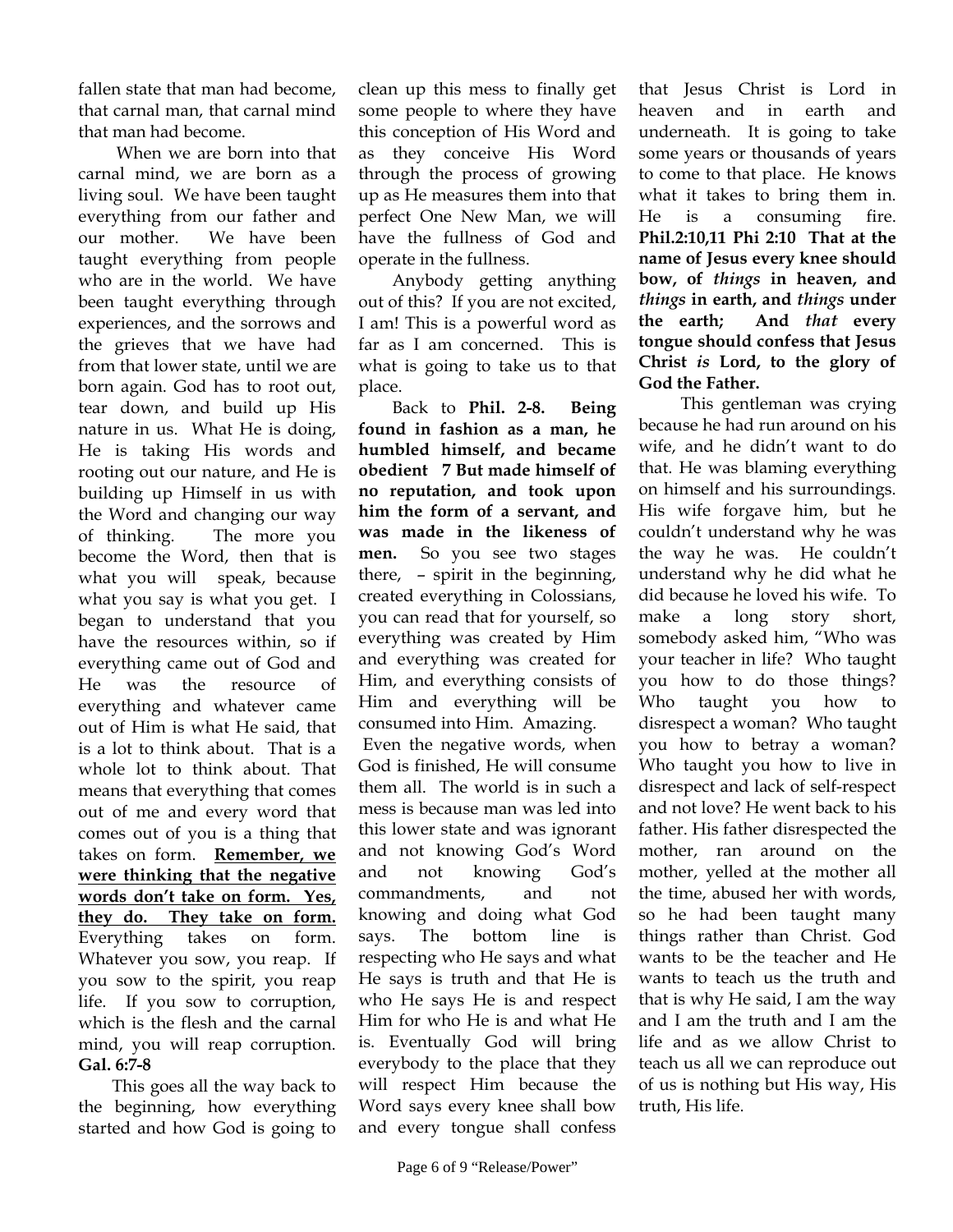fallen state that man had become, that carnal man, that carnal mind that man had become.

When we are born into that carnal mind, we are born as a living soul. We have been taught everything from our father and our mother. We have been taught everything from people who are in the world. We have been taught everything through experiences, and the sorrows and the grieves that we have had from that lower state, until we are born again. God has to root out, tear down, and build up His nature in us. What He is doing, He is taking His words and rooting out our nature, and He is building up Himself in us with the Word and changing our way of thinking. The more you become the Word, then that is what you will speak, because what you say is what you get. I began to understand that you have the resources within, so if everything came out of God and He was the resource of everything and whatever came out of Him is what He said, that is a lot to think about. That is a whole lot to think about. That means that everything that comes out of me and every word that comes out of you is a thing that takes on form. **Remember, we were thinking that the negative words don't take on form. Yes, they do. They take on form.** Everything takes on form. Whatever you sow, you reap. If you sow to the spirit, you reap life. If you sow to corruption, which is the flesh and the carnal mind, you will reap corruption. **Gal. 6:7-8**

This goes all the way back to the beginning, how everything started and how God is going to clean up this mess to finally get some people to where they have this conception of His Word and as they conceive His Word through the process of growing up as He measures them into that perfect One New Man, we will have the fullness of God and operate in the fullness.

Anybody getting anything out of this? If you are not excited, I am! This is a powerful word as far as I am concerned. This is what is going to take us to that place.

Back to **Phil. 2-8. Being found in fashion as a man, he humbled himself, and became obedient 7 But made himself of no reputation, and took upon him the form of a servant, and was made in the likeness of men.** So you see two stages there, – spirit in the beginning, created everything in Colossians, you can read that for yourself, so everything was created by Him and everything was created for Him, and everything consists of Him and everything will be consumed into Him. Amazing.

Even the negative words, when God is finished, He will consume them all. The world is in such a mess is because man was led into this lower state and was ignorant and not knowing God's Word and not knowing God's commandments, and not knowing and doing what God says. The bottom line is respecting who He says and what He says is truth and that He is who He says He is and respect Him for who He is and what He is. Eventually God will bring everybody to the place that they will respect Him because the Word says every knee shall bow and every tongue shall confess that Jesus Christ is Lord in heaven and in earth and underneath. It is going to take some years or thousands of years to come to that place. He knows what it takes to bring them in. He is a consuming fire. **Phil.2:10,11 Phi 2:10 That at the name of Jesus every knee should bow, of *things* in heaven, and *things* in earth, and *things* under the earth; And *that* every tongue should confess that Jesus Christ *is* Lord, to the glory of God the Father.**

This gentleman was crying because he had run around on his wife, and he didn't want to do that. He was blaming everything on himself and his surroundings. His wife forgave him, but he couldn't understand why he was the way he was. He couldn't understand why he did what he did because he loved his wife. To make a long story short, somebody asked him, "Who was your teacher in life? Who taught you how to do those things? Who taught you how to disrespect a woman? Who taught you how to betray a woman? Who taught you how to live in disrespect and lack of self-respect and not love? He went back to his father. His father disrespected the mother, ran around on the mother, yelled at the mother all the time, abused her with words, so he had been taught many things rather than Christ. God wants to be the teacher and He wants to teach us the truth and that is why He said, I am the way and I am the truth and I am the life and as we allow Christ to teach us all we can reproduce out of us is nothing but His way, His truth, His life.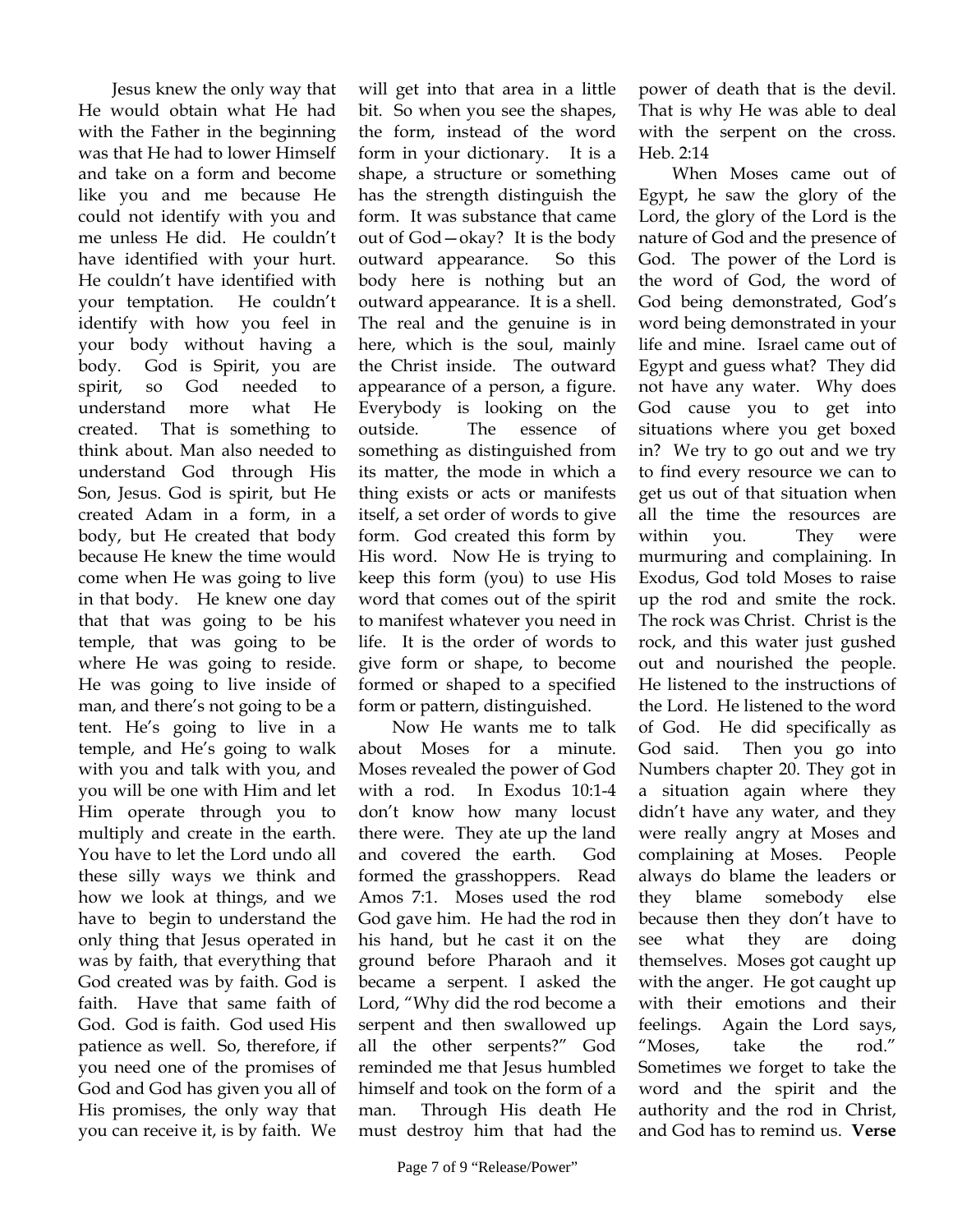Jesus knew the only way that He would obtain what He had with the Father in the beginning was that He had to lower Himself and take on a form and become like you and me because He could not identify with you and me unless He did. He couldn't have identified with your hurt. He couldn't have identified with your temptation. He couldn't identify with how you feel in your body without having a body. God is Spirit, you are spirit, so God needed to understand more what He created. That is something to think about. Man also needed to understand God through His Son, Jesus. God is spirit, but He created Adam in a form, in a body, but He created that body because He knew the time would come when He was going to live in that body. He knew one day that that was going to be his temple, that was going to be where He was going to reside. He was going to live inside of man, and there's not going to be a tent. He's going to live in a temple, and He's going to walk with you and talk with you, and you will be one with Him and let Him operate through you to multiply and create in the earth. You have to let the Lord undo all these silly ways we think and how we look at things, and we have to begin to understand the only thing that Jesus operated in was by faith, that everything that God created was by faith. God is faith. Have that same faith of God. God is faith. God used His patience as well. So, therefore, if you need one of the promises of God and God has given you all of His promises, the only way that you can receive it, is by faith. We will get into that area in a little bit. So when you see the shapes, the form, instead of the word form in your dictionary. It is a shape, a structure or something has the strength distinguish the form. It was substance that came out of God—okay? It is the body outward appearance. So this body here is nothing but an outward appearance. It is a shell. The real and the genuine is in here, which is the soul, mainly the Christ inside. The outward appearance of a person, a figure. Everybody is looking on the outside. The essence of something as distinguished from its matter, the mode in which a thing exists or acts or manifests itself, a set order of words to give form. God created this form by His word. Now He is trying to keep this form (you) to use His word that comes out of the spirit to manifest whatever you need in life. It is the order of words to give form or shape, to become formed or shaped to a specified form or pattern, distinguished.

Now He wants me to talk about Moses for a minute. Moses revealed the power of God with a rod. In Exodus 10:1-4 don't know how many locust there were. They ate up the land and covered the earth. God formed the grasshoppers. Read Amos 7:1. Moses used the rod God gave him. He had the rod in his hand, but he cast it on the ground before Pharaoh and it became a serpent. I asked the Lord, "Why did the rod become a serpent and then swallowed up all the other serpents?" God reminded me that Jesus humbled himself and took on the form of a man. Through His death He must destroy him that had the power of death that is the devil. That is why He was able to deal with the serpent on the cross. Heb. 2:14

When Moses came out of Egypt, he saw the glory of the Lord, the glory of the Lord is the nature of God and the presence of God. The power of the Lord is the word of God, the word of God being demonstrated, God's word being demonstrated in your life and mine. Israel came out of Egypt and guess what? They did not have any water. Why does God cause you to get into situations where you get boxed in? We try to go out and we try to find every resource we can to get us out of that situation when all the time the resources are within you. They were murmuring and complaining. In Exodus, God told Moses to raise up the rod and smite the rock. The rock was Christ. Christ is the rock, and this water just gushed out and nourished the people. He listened to the instructions of the Lord. He listened to the word of God. He did specifically as God said. Then you go into Numbers chapter 20. They got in a situation again where they didn't have any water, and they were really angry at Moses and complaining at Moses. People always do blame the leaders or they blame somebody else because then they don't have to see what they are doing themselves. Moses got caught up with the anger. He got caught up with their emotions and their feelings. Again the Lord says, "Moses, take the rod." Sometimes we forget to take the word and the spirit and the authority and the rod in Christ, and God has to remind us. **Verse**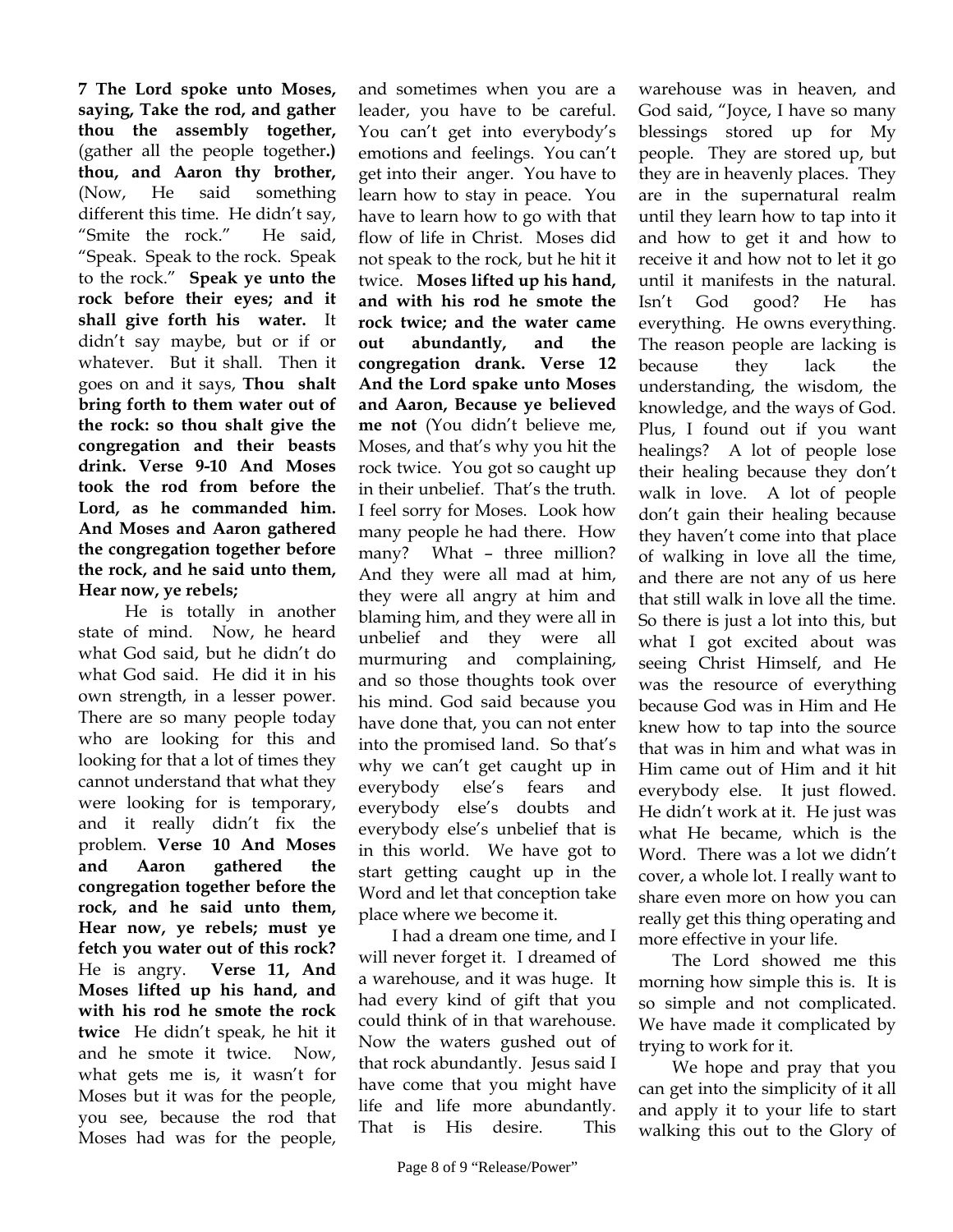**7 The Lord spoke unto Moses, saying, Take the rod, and gather thou the assembly together,** (gather all the people together**.) thou, and Aaron thy brother,** (Now, He said something different this time. He didn't say, "Smite the rock." He said, "Speak. Speak to the rock. Speak to the rock." **Speak ye unto the rock before their eyes; and it shall give forth his water.** It didn't say maybe, but or if or whatever. But it shall. Then it goes on and it says, **Thou shalt bring forth to them water out of the rock: so thou shalt give the congregation and their beasts drink. Verse 9-10 And Moses took the rod from before the Lord, as he commanded him. And Moses and Aaron gathered the congregation together before the rock, and he said unto them, Hear now, ye rebels;**

He is totally in another state of mind. Now, he heard what God said, but he didn't do what God said. He did it in his own strength, in a lesser power. There are so many people today who are looking for this and looking for that a lot of times they cannot understand that what they were looking for is temporary, and it really didn't fix the problem. **Verse 10 And Moses and Aaron gathered the congregation together before the rock, and he said unto them, Hear now, ye rebels; must ye fetch you water out of this rock?** He is angry. **Verse 11, And Moses lifted up his hand, and with his rod he smote the rock twice** He didn't speak, he hit it and he smote it twice. Now, what gets me is, it wasn't for Moses but it was for the people, you see, because the rod that Moses had was for the people, and sometimes when you are a leader, you have to be careful. You can't get into everybody's emotions and feelings. You can't get into their anger. You have to learn how to stay in peace. You have to learn how to go with that flow of life in Christ. Moses did not speak to the rock, but he hit it twice. **Moses lifted up his hand, and with his rod he smote the rock twice; and the water came out abundantly, and the congregation drank. Verse 12 And the Lord spake unto Moses and Aaron, Because ye believed me not** (You didn't believe me, Moses, and that's why you hit the rock twice. You got so caught up in their unbelief. That's the truth. I feel sorry for Moses. Look how many people he had there. How many? What – three million? And they were all mad at him, they were all angry at him and blaming him, and they were all in unbelief and they were all murmuring and complaining, and so those thoughts took over his mind. God said because you have done that, you can not enter into the promised land. So that's why we can't get caught up in everybody else's fears and everybody else's doubts and everybody else's unbelief that is in this world. We have got to start getting caught up in the Word and let that conception take place where we become it.

I had a dream one time, and I will never forget it. I dreamed of a warehouse, and it was huge. It had every kind of gift that you could think of in that warehouse. Now the waters gushed out of that rock abundantly. Jesus said I have come that you might have life and life more abundantly. That is His desire. This warehouse was in heaven, and God said, "Joyce, I have so many blessings stored up for My people. They are stored up, but they are in heavenly places. They are in the supernatural realm until they learn how to tap into it and how to get it and how to receive it and how not to let it go until it manifests in the natural. Isn't God good? He has everything. He owns everything. The reason people are lacking is because they lack the understanding, the wisdom, the knowledge, and the ways of God. Plus, I found out if you want healings? A lot of people lose their healing because they don't walk in love. A lot of people don't gain their healing because they haven't come into that place of walking in love all the time, and there are not any of us here that still walk in love all the time. So there is just a lot into this, but what I got excited about was seeing Christ Himself, and He was the resource of everything because God was in Him and He knew how to tap into the source that was in him and what was in Him came out of Him and it hit everybody else. It just flowed. He didn't work at it. He just was what He became, which is the Word. There was a lot we didn't cover, a whole lot. I really want to share even more on how you can really get this thing operating and more effective in your life.

The Lord showed me this morning how simple this is. It is so simple and not complicated. We have made it complicated by trying to work for it.

We hope and pray that you can get into the simplicity of it all and apply it to your life to start walking this out to the Glory of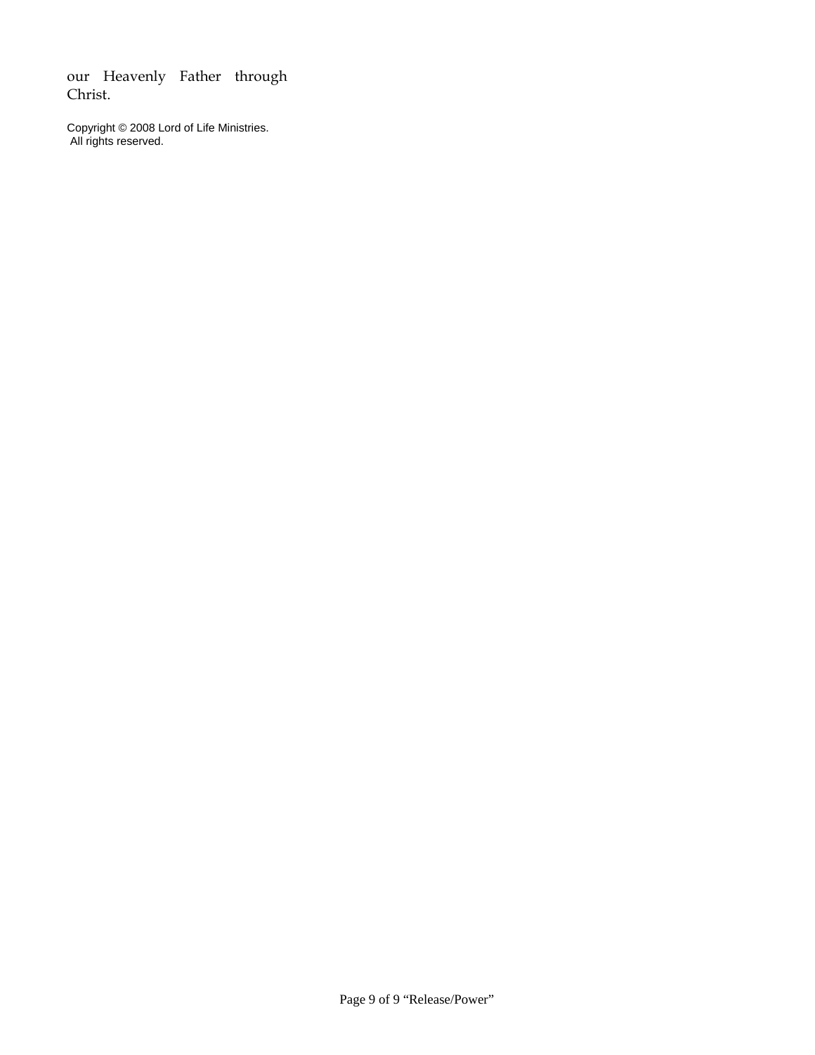our Heavenly Father through Christ.

Copyright © 2008 Lord of Life Ministries.
All rights reserved.